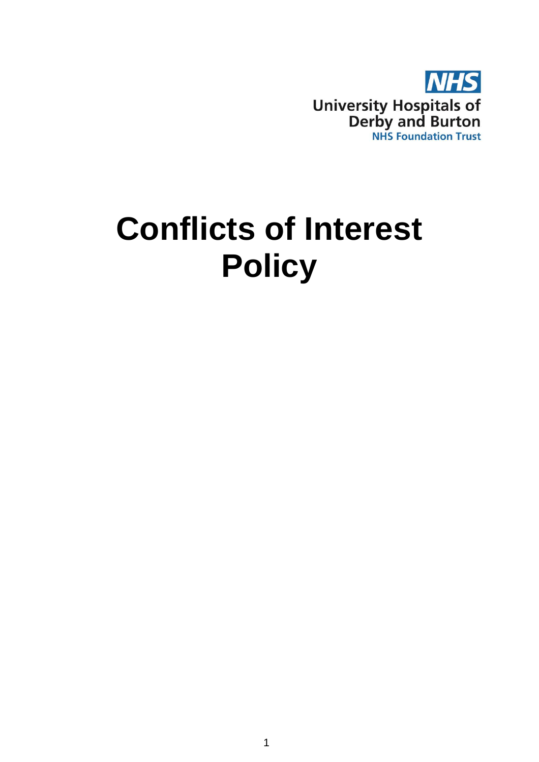NHS

University Hospitals of Derby and Burton

NHS Foundation Trust

# Conflicts of Interest Policy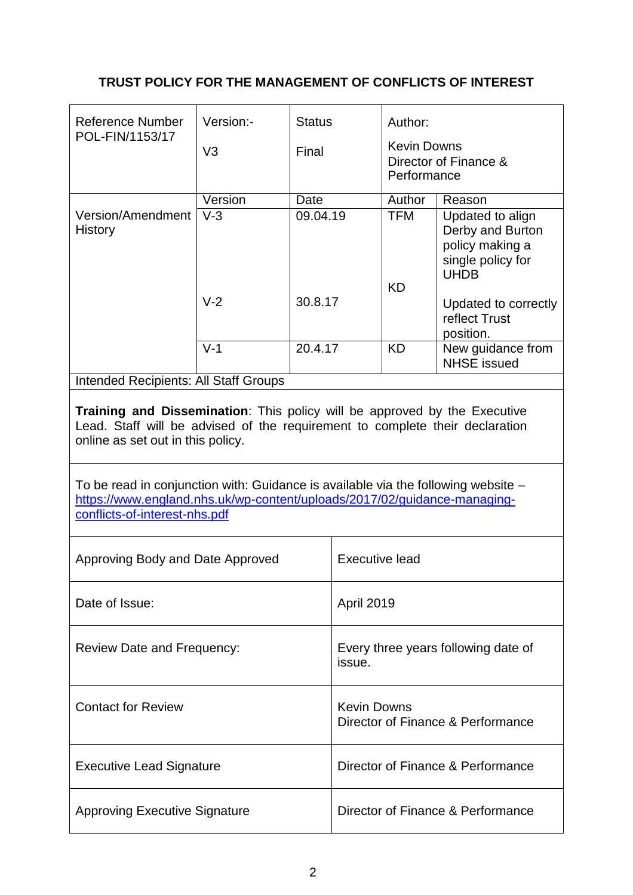**TRUST POLICY FOR THE MANAGEMENT OF CONFLICTS OF INTEREST**

| Reference Number POL-FIN/1153/17 | Version:- V3 | Status Final | Author: Kevin Downs Director of Finance & Performance | |
|---|---|---|---|---|
| | Version | Date | Author | Reason |
| Version/Amendment History | V-3 | 09.04.19 | TFM | Updated to align Derby and Burton policy making a single policy for UHDB |
| | V-2 | 30.8.17 | KD | Updated to correctly reflect Trust position. |
| | V-1 | 20.4.17 | KD | New guidance from NHSE issued |
| Intended Recipients: All Staff Groups | | | | |

**Training and Dissemination**: This policy will be approved by the Executive Lead. Staff will be advised of the requirement to complete their declaration online as set out in this policy.

To be read in conjunction with: Guidance is available via the following website – https://www.england.nhs.uk/wp-content/uploads/2017/02/guidance-managing-conflicts-of-interest-nhs.pdf

| | |
|---|---|
| Approving Body and Date Approved | Executive lead |
| Date of Issue: | April 2019 |
| Review Date and Frequency: | Every three years following date of issue. |
| Contact for Review | Kevin Downs Director of Finance & Performance |
| Executive Lead Signature | Director of Finance & Performance |
| Approving Executive Signature | Director of Finance & Performance |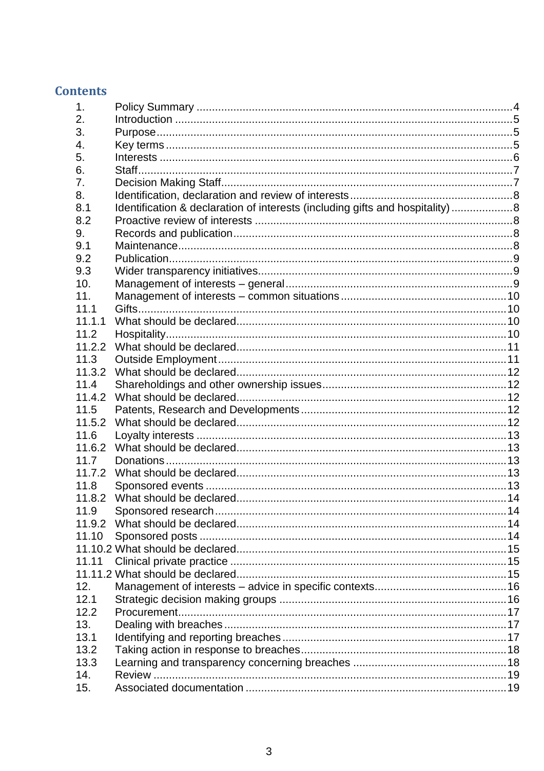## Contents

| | | |
|---|---|---|
| 1. | Policy Summary | 4 |
| 2. | Introduction | 5 |
| 3. | Purpose | 5 |
| 4. | Key terms | 5 |
| 5. | Interests | 6 |
| 6. | Staff | 7 |
| 7. | Decision Making Staff | 7 |
| 8. | Identification, declaration and review of interests | 8 |
| 8.1 | Identification & declaration of interests (including gifts and hospitality) | 8 |
| 8.2 | Proactive review of interests | 8 |
| 9. | Records and publication | 8 |
| 9.1 | Maintenance | 8 |
| 9.2 | Publication | 9 |
| 9.3 | Wider transparency initiatives | 9 |
| 10. | Management of interests – general | 9 |
| 11. | Management of interests – common situations | 10 |
| 11.1 | Gifts | 10 |
| 11.1.1 | What should be declared | 10 |
| 11.2 | Hospitality | 10 |
| 11.2.2 | What should be declared | 11 |
| 11.3 | Outside Employment | 11 |
| 11.3.2 | What should be declared | 12 |
| 11.4 | Shareholdings and other ownership issues | 12 |
| 11.4.2 | What should be declared | 12 |
| 11.5 | Patents, Research and Developments | 12 |
| 11.5.2 | What should be declared | 12 |
| 11.6 | Loyalty interests | 13 |
| 11.6.2 | What should be declared | 13 |
| 11.7 | Donations | 13 |
| 11.7.2 | What should be declared | 13 |
| 11.8 | Sponsored events | 13 |
| 11.8.2 | What should be declared | 14 |
| 11.9 | Sponsored research | 14 |
| 11.9.2 | What should be declared | 14 |
| 11.10 | Sponsored posts | 14 |
| 11.10.2 | What should be declared | 15 |
| 11.11 | Clinical private practice | 15 |
| 11.11.2 | What should be declared | 15 |
| 12. | Management of interests – advice in specific contexts | 16 |
| 12.1 | Strategic decision making groups | 16 |
| 12.2 | Procurement | 17 |
| 13. | Dealing with breaches | 17 |
| 13.1 | Identifying and reporting breaches | 17 |
| 13.2 | Taking action in response to breaches | 18 |
| 13.3 | Learning and transparency concerning breaches | 18 |
| 14. | Review | 19 |
| 15. | Associated documentation | 19 |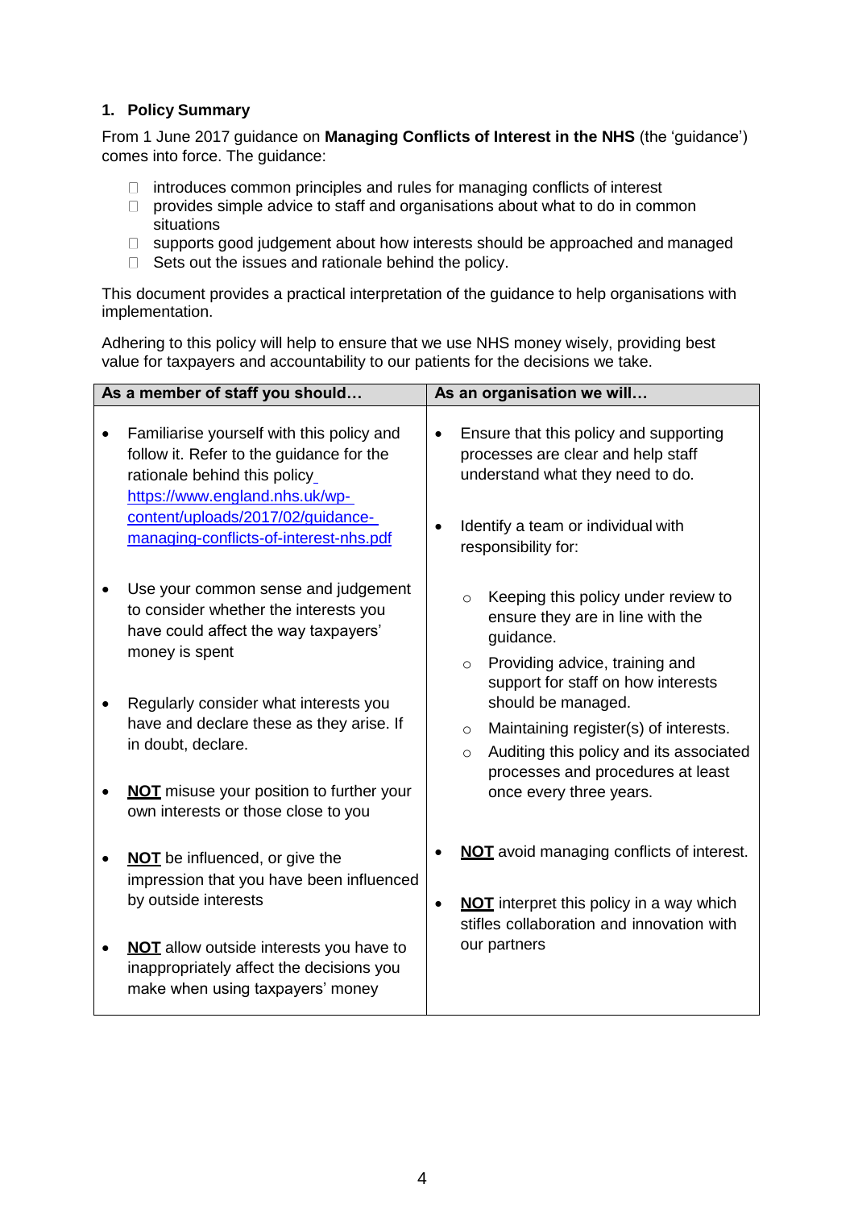## 1. Policy Summary

From 1 June 2017 guidance on **Managing Conflicts of Interest in the NHS** (the 'guidance') comes into force. The guidance:

- introduces common principles and rules for managing conflicts of interest
- provides simple advice to staff and organisations about what to do in common situations
- supports good judgement about how interests should be approached and managed
- Sets out the issues and rationale behind the policy.

This document provides a practical interpretation of the guidance to help organisations with implementation.

Adhering to this policy will help to ensure that we use NHS money wisely, providing best value for taxpayers and accountability to our patients for the decisions we take.

| As a member of staff you should… | As an organisation we will… |
| --- | --- |
| • Familiarise yourself with this policy and follow it. Refer to the guidance for the rationale behind this policy https://www.england.nhs.uk/wp-content/uploads/2017/02/guidance-managing-conflicts-of-interest-nhs.pdf<br><br>• Use your common sense and judgement to consider whether the interests you have could affect the way taxpayers' money is spent<br><br>• Regularly consider what interests you have and declare these as they arise. If in doubt, declare.<br><br>• **NOT** misuse your position to further your own interests or those close to you<br><br>• **NOT** be influenced, or give the impression that you have been influenced by outside interests<br><br>• **NOT** allow outside interests you have to inappropriately affect the decisions you make when using taxpayers' money | • Ensure that this policy and supporting processes are clear and help staff understand what they need to do.<br><br>• Identify a team or individual with responsibility for:<br>&nbsp;&nbsp;○ Keeping this policy under review to ensure they are in line with the guidance.<br>&nbsp;&nbsp;○ Providing advice, training and support for staff on how interests should be managed.<br>&nbsp;&nbsp;○ Maintaining register(s) of interests.<br>&nbsp;&nbsp;○ Auditing this policy and its associated processes and procedures at least once every three years.<br><br>• **NOT** avoid managing conflicts of interest.<br><br>• **NOT** interpret this policy in a way which stifles collaboration and innovation with our partners |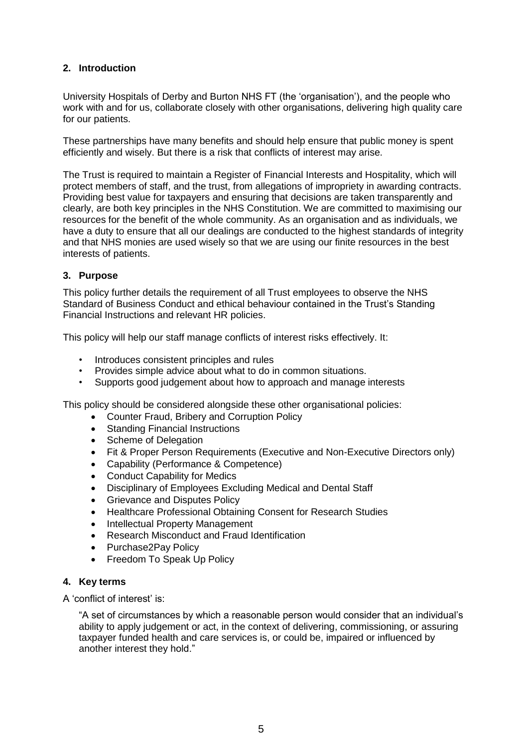## 2. Introduction

University Hospitals of Derby and Burton NHS FT (the 'organisation'), and the people who work with and for us, collaborate closely with other organisations, delivering high quality care for our patients.

These partnerships have many benefits and should help ensure that public money is spent efficiently and wisely. But there is a risk that conflicts of interest may arise.

The Trust is required to maintain a Register of Financial Interests and Hospitality, which will protect members of staff, and the trust, from allegations of impropriety in awarding contracts. Providing best value for taxpayers and ensuring that decisions are taken transparently and clearly, are both key principles in the NHS Constitution. We are committed to maximising our resources for the benefit of the whole community. As an organisation and as individuals, we have a duty to ensure that all our dealings are conducted to the highest standards of integrity and that NHS monies are used wisely so that we are using our finite resources in the best interests of patients.

## 3. Purpose

This policy further details the requirement of all Trust employees to observe the NHS Standard of Business Conduct and ethical behaviour contained in the Trust's Standing Financial Instructions and relevant HR policies.

This policy will help our staff manage conflicts of interest risks effectively. It:

- Introduces consistent principles and rules
- Provides simple advice about what to do in common situations.
- Supports good judgement about how to approach and manage interests

This policy should be considered alongside these other organisational policies:

- Counter Fraud, Bribery and Corruption Policy
- Standing Financial Instructions
- Scheme of Delegation
- Fit & Proper Person Requirements (Executive and Non-Executive Directors only)
- Capability (Performance & Competence)
- Conduct Capability for Medics
- Disciplinary of Employees Excluding Medical and Dental Staff
- Grievance and Disputes Policy
- Healthcare Professional Obtaining Consent for Research Studies
- Intellectual Property Management
- Research Misconduct and Fraud Identification
- Purchase2Pay Policy
- Freedom To Speak Up Policy

## 4. Key terms

A 'conflict of interest' is:

> "A set of circumstances by which a reasonable person would consider that an individual's ability to apply judgement or act, in the context of delivering, commissioning, or assuring taxpayer funded health and care services is, or could be, impaired or influenced by another interest they hold."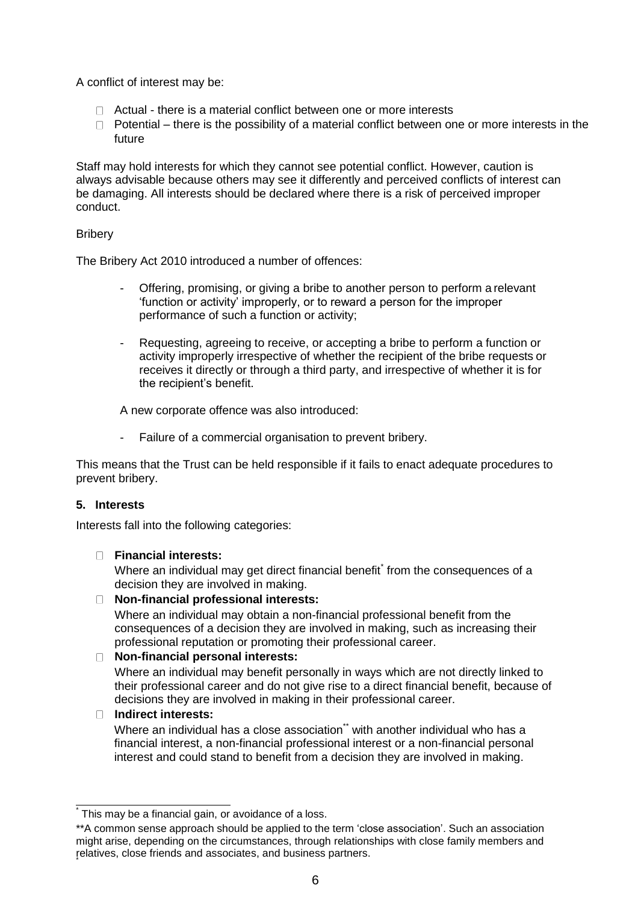A conflict of interest may be:

- Actual - there is a material conflict between one or more interests
- Potential – there is the possibility of a material conflict between one or more interests in the future

Staff may hold interests for which they cannot see potential conflict. However, caution is always advisable because others may see it differently and perceived conflicts of interest can be damaging. All interests should be declared where there is a risk of perceived improper conduct.

Bribery

The Bribery Act 2010 introduced a number of offences:

- Offering, promising, or giving a bribe to another person to perform a relevant 'function or activity' improperly, or to reward a person for the improper performance of such a function or activity;

- Requesting, agreeing to receive, or accepting a bribe to perform a function or activity improperly irrespective of whether the recipient of the bribe requests or receives it directly or through a third party, and irrespective of whether it is for the recipient's benefit.

A new corporate offence was also introduced:

- Failure of a commercial organisation to prevent bribery.

This means that the Trust can be held responsible if it fails to enact adequate procedures to prevent bribery.

## 5. Interests

Interests fall into the following categories:

- **Financial interests:**
  Where an individual may get direct financial benefit* from the consequences of a decision they are involved in making.
- **Non-financial professional interests:**
  Where an individual may obtain a non-financial professional benefit from the consequences of a decision they are involved in making, such as increasing their professional reputation or promoting their professional career.
- **Non-financial personal interests:**
  Where an individual may benefit personally in ways which are not directly linked to their professional career and do not give rise to a direct financial benefit, because of decisions they are involved in making in their professional career.
- **Indirect interests:**
  Where an individual has a close association** with another individual who has a financial interest, a non-financial professional interest or a non-financial personal interest and could stand to benefit from a decision they are involved in making.

---

* This may be a financial gain, or avoidance of a loss.

**A common sense approach should be applied to the term 'close association'. Such an association might arise, depending on the circumstances, through relationships with close family members and relatives, close friends and associates, and business partners.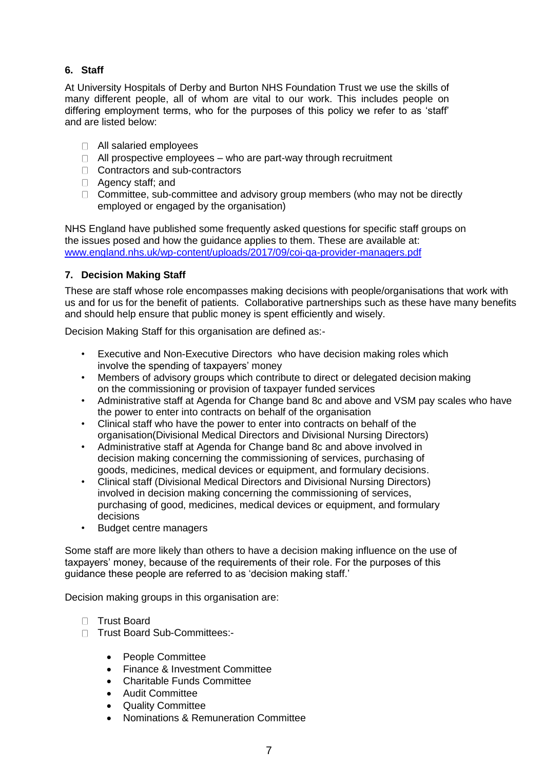## 6. Staff

At University Hospitals of Derby and Burton NHS Foundation Trust we use the skills of many different people, all of whom are vital to our work. This includes people on differing employment terms, who for the purposes of this policy we refer to as 'staff' and are listed below:

- All salaried employees
- All prospective employees – who are part-way through recruitment
- Contractors and sub-contractors
- Agency staff; and
- Committee, sub-committee and advisory group members (who may not be directly employed or engaged by the organisation)

NHS England have published some frequently asked questions for specific staff groups on the issues posed and how the guidance applies to them. These are available at: [www.england.nhs.uk/wp-content/uploads/2017/09/coi-qa-provider-managers.pdf](www.england.nhs.uk/wp-content/uploads/2017/09/coi-qa-provider-managers.pdf)

## 7. Decision Making Staff

These are staff whose role encompasses making decisions with people/organisations that work with us and for us for the benefit of patients. Collaborative partnerships such as these have many benefits and should help ensure that public money is spent efficiently and wisely.

Decision Making Staff for this organisation are defined as:-

- Executive and Non-Executive Directors who have decision making roles which involve the spending of taxpayers' money
- Members of advisory groups which contribute to direct or delegated decision making on the commissioning or provision of taxpayer funded services
- Administrative staff at Agenda for Change band 8c and above and VSM pay scales who have the power to enter into contracts on behalf of the organisation
- Clinical staff who have the power to enter into contracts on behalf of the organisation(Divisional Medical Directors and Divisional Nursing Directors)
- Administrative staff at Agenda for Change band 8c and above involved in decision making concerning the commissioning of services, purchasing of goods, medicines, medical devices or equipment, and formulary decisions.
- Clinical staff (Divisional Medical Directors and Divisional Nursing Directors) involved in decision making concerning the commissioning of services, purchasing of good, medicines, medical devices or equipment, and formulary decisions
- Budget centre managers

Some staff are more likely than others to have a decision making influence on the use of taxpayers' money, because of the requirements of their role. For the purposes of this guidance these people are referred to as 'decision making staff.'

Decision making groups in this organisation are:

- Trust Board
- Trust Board Sub-Committees:-
    - People Committee
    - Finance & Investment Committee
    - Charitable Funds Committee
    - Audit Committee
    - Quality Committee
    - Nominations & Remuneration Committee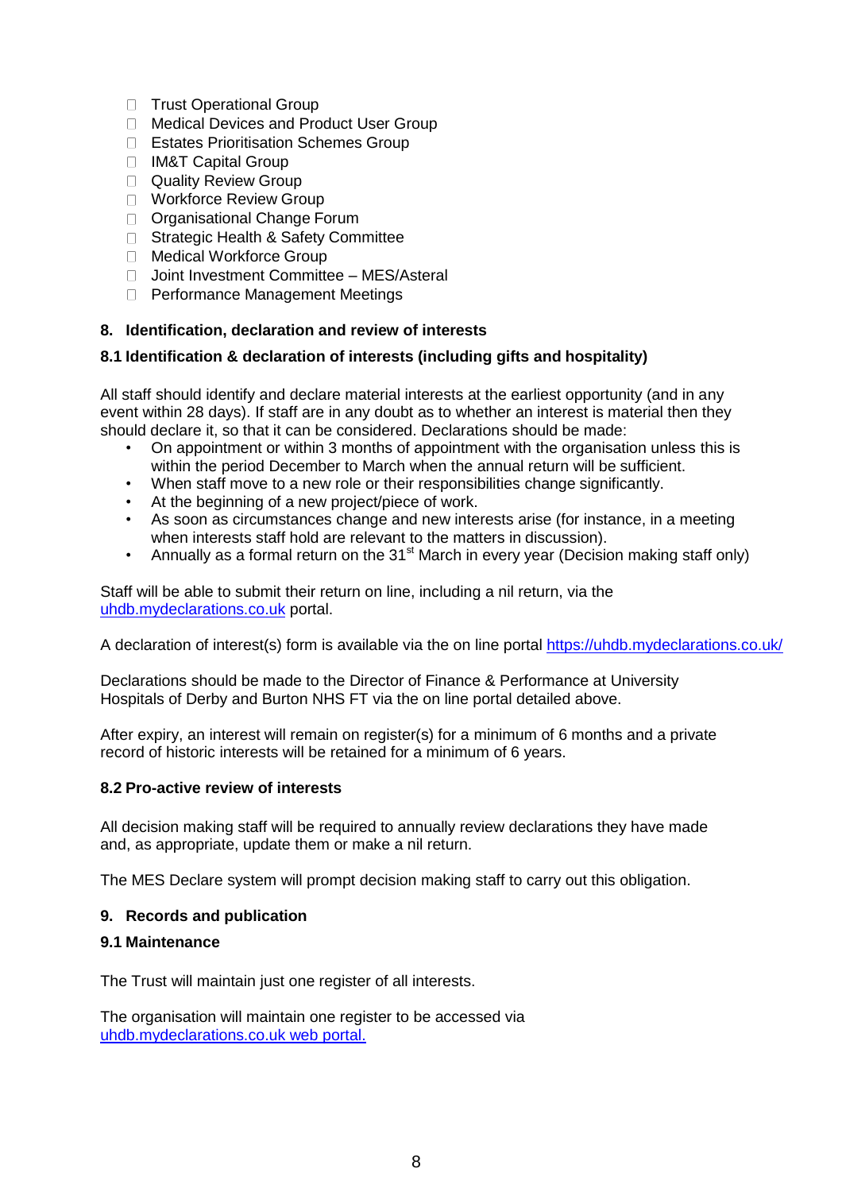- Trust Operational Group
- Medical Devices and Product User Group
- Estates Prioritisation Schemes Group
- IM&T Capital Group
- Quality Review Group
- Workforce Review Group
- Organisational Change Forum
- Strategic Health & Safety Committee
- Medical Workforce Group
- Joint Investment Committee – MES/Asteral
- Performance Management Meetings

## 8. Identification, declaration and review of interests

### 8.1 Identification & declaration of interests (including gifts and hospitality)

All staff should identify and declare material interests at the earliest opportunity (and in any event within 28 days). If staff are in any doubt as to whether an interest is material then they should declare it, so that it can be considered. Declarations should be made:

- On appointment or within 3 months of appointment with the organisation unless this is within the period December to March when the annual return will be sufficient.
- When staff move to a new role or their responsibilities change significantly.
- At the beginning of a new project/piece of work.
- As soon as circumstances change and new interests arise (for instance, in a meeting when interests staff hold are relevant to the matters in discussion).
- Annually as a formal return on the 31st March in every year (Decision making staff only)

Staff will be able to submit their return on line, including a nil return, via the [uhdb.mydeclarations.co.uk](https://uhdb.mydeclarations.co.uk) portal.

A declaration of interest(s) form is available via the on line portal https://uhdb.mydeclarations.co.uk/

Declarations should be made to the Director of Finance & Performance at University Hospitals of Derby and Burton NHS FT via the on line portal detailed above.

After expiry, an interest will remain on register(s) for a minimum of 6 months and a private record of historic interests will be retained for a minimum of 6 years.

### 8.2 Pro-active review of interests

All decision making staff will be required to annually review declarations they have made and, as appropriate, update them or make a nil return.

The MES Declare system will prompt decision making staff to carry out this obligation.

## 9. Records and publication

### 9.1 Maintenance

The Trust will maintain just one register of all interests.

The organisation will maintain one register to be accessed via [uhdb.mydeclarations.co.uk web portal.](https://uhdb.mydeclarations.co.uk)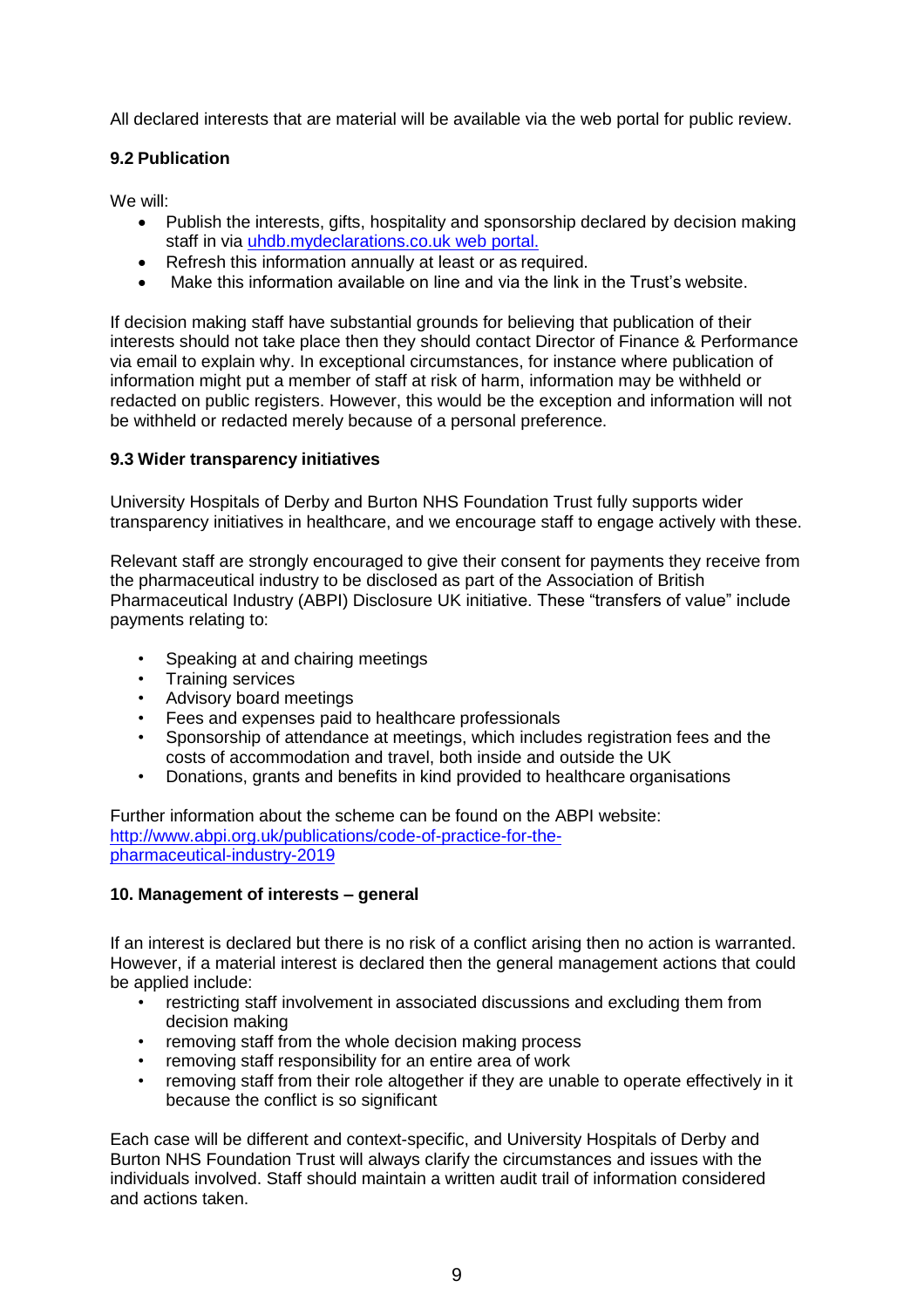All declared interests that are material will be available via the web portal for public review.

### 9.2 Publication

We will:

- Publish the interests, gifts, hospitality and sponsorship declared by decision making staff in via [uhdb.mydeclarations.co.uk web portal.](uhdb.mydeclarations.co.uk)
- Refresh this information annually at least or as required.
- Make this information available on line and via the link in the Trust's website.

If decision making staff have substantial grounds for believing that publication of their interests should not take place then they should contact Director of Finance & Performance via email to explain why. In exceptional circumstances, for instance where publication of information might put a member of staff at risk of harm, information may be withheld or redacted on public registers. However, this would be the exception and information will not be withheld or redacted merely because of a personal preference.

### 9.3 Wider transparency initiatives

University Hospitals of Derby and Burton NHS Foundation Trust fully supports wider transparency initiatives in healthcare, and we encourage staff to engage actively with these.

Relevant staff are strongly encouraged to give their consent for payments they receive from the pharmaceutical industry to be disclosed as part of the Association of British Pharmaceutical Industry (ABPI) Disclosure UK initiative. These "transfers of value" include payments relating to:

- Speaking at and chairing meetings
- Training services
- Advisory board meetings
- Fees and expenses paid to healthcare professionals
- Sponsorship of attendance at meetings, which includes registration fees and the costs of accommodation and travel, both inside and outside the UK
- Donations, grants and benefits in kind provided to healthcare organisations

Further information about the scheme can be found on the ABPI website: [http://www.abpi.org.uk/publications/code-of-practice-for-the-pharmaceutical-industry-2019](http://www.abpi.org.uk/publications/code-of-practice-for-the-pharmaceutical-industry-2019)

## 10. Management of interests – general

If an interest is declared but there is no risk of a conflict arising then no action is warranted. However, if a material interest is declared then the general management actions that could be applied include:

- restricting staff involvement in associated discussions and excluding them from decision making
- removing staff from the whole decision making process
- removing staff responsibility for an entire area of work
- removing staff from their role altogether if they are unable to operate effectively in it because the conflict is so significant

Each case will be different and context-specific, and University Hospitals of Derby and Burton NHS Foundation Trust will always clarify the circumstances and issues with the individuals involved. Staff should maintain a written audit trail of information considered and actions taken.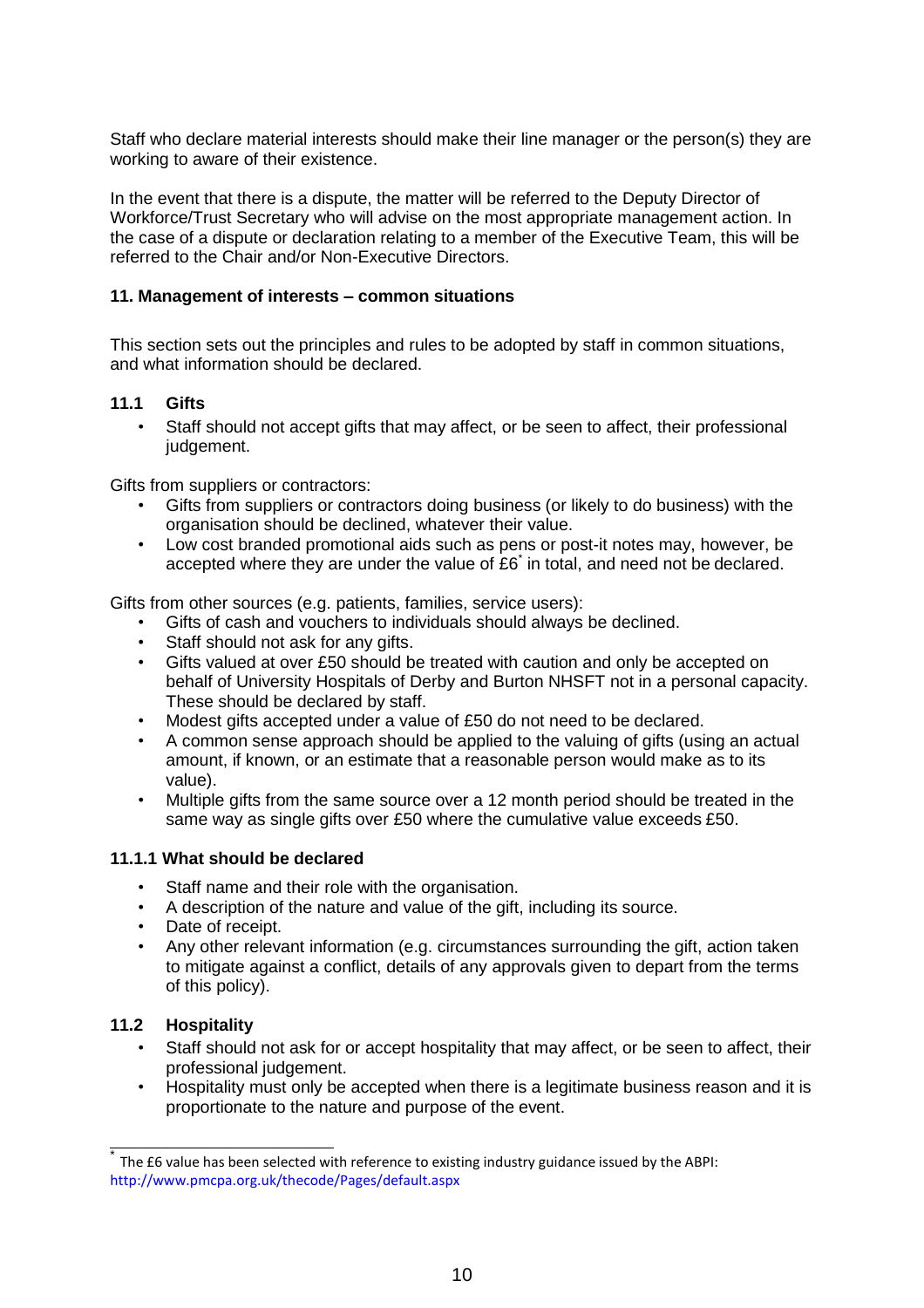Staff who declare material interests should make their line manager or the person(s) they are working to aware of their existence.

In the event that there is a dispute, the matter will be referred to the Deputy Director of Workforce/Trust Secretary who will advise on the most appropriate management action. In the case of a dispute or declaration relating to a member of the Executive Team, this will be referred to the Chair and/or Non-Executive Directors.

## 11. Management of interests – common situations

This section sets out the principles and rules to be adopted by staff in common situations, and what information should be declared.

### 11.1 Gifts

- Staff should not accept gifts that may affect, or be seen to affect, their professional judgement.

Gifts from suppliers or contractors:

- Gifts from suppliers or contractors doing business (or likely to do business) with the organisation should be declined, whatever their value.
- Low cost branded promotional aids such as pens or post-it notes may, however, be accepted where they are under the value of £6* in total, and need not be declared.

Gifts from other sources (e.g. patients, families, service users):

- Gifts of cash and vouchers to individuals should always be declined.
- Staff should not ask for any gifts.
- Gifts valued at over £50 should be treated with caution and only be accepted on behalf of University Hospitals of Derby and Burton NHSFT not in a personal capacity. These should be declared by staff.
- Modest gifts accepted under a value of £50 do not need to be declared.
- A common sense approach should be applied to the valuing of gifts (using an actual amount, if known, or an estimate that a reasonable person would make as to its value).
- Multiple gifts from the same source over a 12 month period should be treated in the same way as single gifts over £50 where the cumulative value exceeds £50.

#### 11.1.1 What should be declared

- Staff name and their role with the organisation.
- A description of the nature and value of the gift, including its source.
- Date of receipt.
- Any other relevant information (e.g. circumstances surrounding the gift, action taken to mitigate against a conflict, details of any approvals given to depart from the terms of this policy).

### 11.2 Hospitality

- Staff should not ask for or accept hospitality that may affect, or be seen to affect, their professional judgement.
- Hospitality must only be accepted when there is a legitimate business reason and it is proportionate to the nature and purpose of the event.

---

* The £6 value has been selected with reference to existing industry guidance issued by the ABPI: http://www.pmcpa.org.uk/thecode/Pages/default.aspx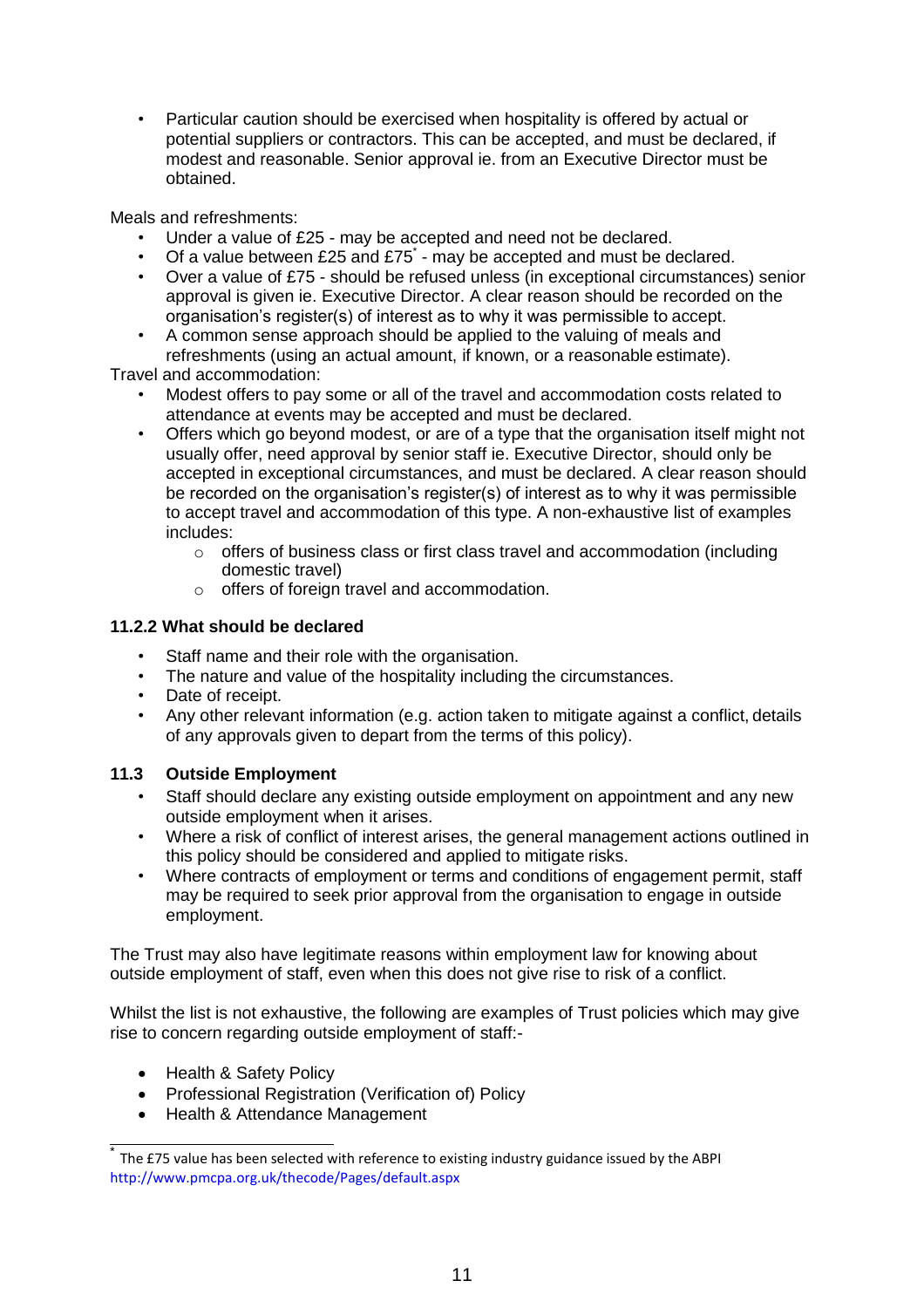- Particular caution should be exercised when hospitality is offered by actual or potential suppliers or contractors. This can be accepted, and must be declared, if modest and reasonable. Senior approval ie. from an Executive Director must be obtained.

Meals and refreshments:

- Under a value of £25 - may be accepted and need not be declared.
- Of a value between £25 and £75* - may be accepted and must be declared.
- Over a value of £75 - should be refused unless (in exceptional circumstances) senior approval is given ie. Executive Director. A clear reason should be recorded on the organisation's register(s) of interest as to why it was permissible to accept.
- A common sense approach should be applied to the valuing of meals and refreshments (using an actual amount, if known, or a reasonable estimate).

Travel and accommodation:

- Modest offers to pay some or all of the travel and accommodation costs related to attendance at events may be accepted and must be declared.
- Offers which go beyond modest, or are of a type that the organisation itself might not usually offer, need approval by senior staff ie. Executive Director, should only be accepted in exceptional circumstances, and must be declared. A clear reason should be recorded on the organisation's register(s) of interest as to why it was permissible to accept travel and accommodation of this type. A non-exhaustive list of examples includes:
  - offers of business class or first class travel and accommodation (including domestic travel)
  - offers of foreign travel and accommodation.

#### 11.2.2 What should be declared

- Staff name and their role with the organisation.
- The nature and value of the hospitality including the circumstances.
- Date of receipt.
- Any other relevant information (e.g. action taken to mitigate against a conflict, details of any approvals given to depart from the terms of this policy).

### 11.3 Outside Employment

- Staff should declare any existing outside employment on appointment and any new outside employment when it arises.
- Where a risk of conflict of interest arises, the general management actions outlined in this policy should be considered and applied to mitigate risks.
- Where contracts of employment or terms and conditions of engagement permit, staff may be required to seek prior approval from the organisation to engage in outside employment.

The Trust may also have legitimate reasons within employment law for knowing about outside employment of staff, even when this does not give rise to risk of a conflict.

Whilst the list is not exhaustive, the following are examples of Trust policies which may give rise to concern regarding outside employment of staff:-

- Health & Safety Policy
- Professional Registration (Verification of) Policy
- Health & Attendance Management

* The £75 value has been selected with reference to existing industry guidance issued by the ABPI http://www.pmcpa.org.uk/thecode/Pages/default.aspx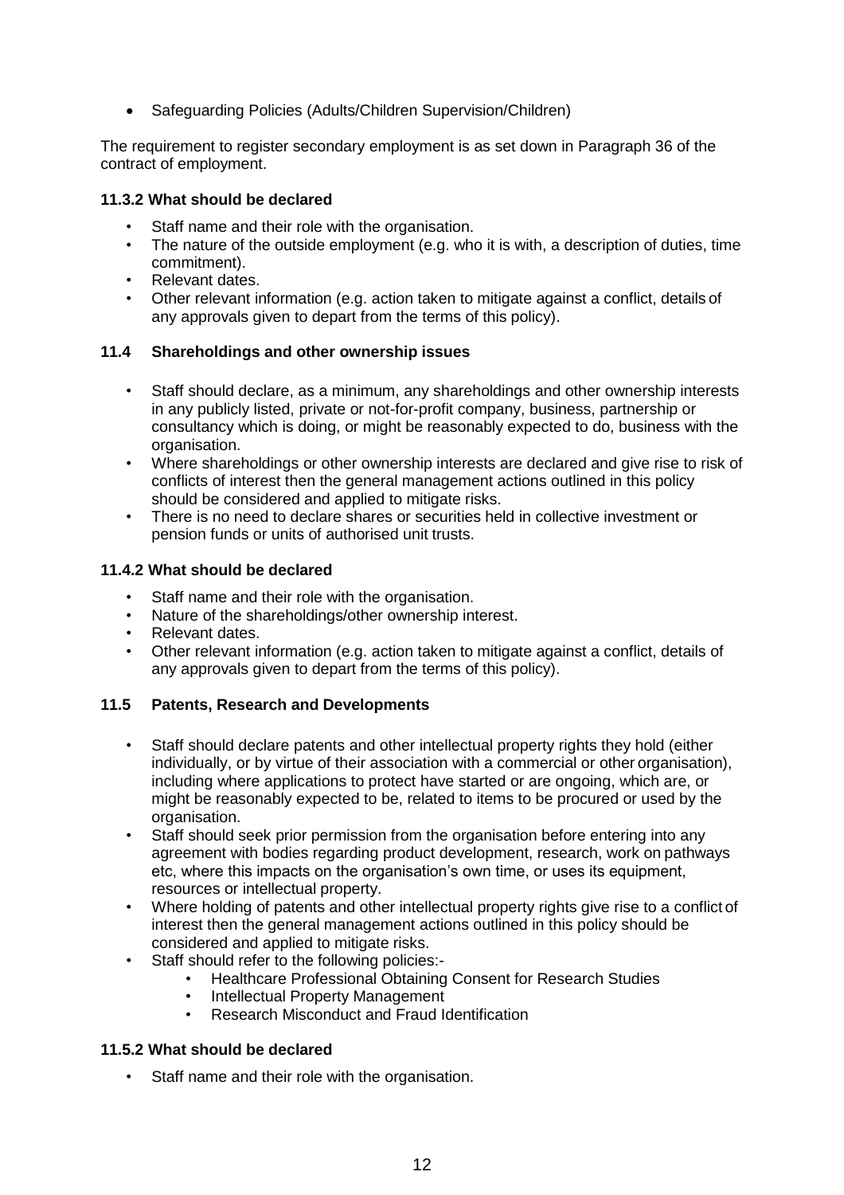- Safeguarding Policies (Adults/Children Supervision/Children)

The requirement to register secondary employment is as set down in Paragraph 36 of the contract of employment.

#### 11.3.2 What should be declared

- Staff name and their role with the organisation.
- The nature of the outside employment (e.g. who it is with, a description of duties, time commitment).
- Relevant dates.
- Other relevant information (e.g. action taken to mitigate against a conflict, details of any approvals given to depart from the terms of this policy).

### 11.4 Shareholdings and other ownership issues

- Staff should declare, as a minimum, any shareholdings and other ownership interests in any publicly listed, private or not-for-profit company, business, partnership or consultancy which is doing, or might be reasonably expected to do, business with the organisation.
- Where shareholdings or other ownership interests are declared and give rise to risk of conflicts of interest then the general management actions outlined in this policy should be considered and applied to mitigate risks.
- There is no need to declare shares or securities held in collective investment or pension funds or units of authorised unit trusts.

#### 11.4.2 What should be declared

- Staff name and their role with the organisation.
- Nature of the shareholdings/other ownership interest.
- Relevant dates.
- Other relevant information (e.g. action taken to mitigate against a conflict, details of any approvals given to depart from the terms of this policy).

### 11.5 Patents, Research and Developments

- Staff should declare patents and other intellectual property rights they hold (either individually, or by virtue of their association with a commercial or other organisation), including where applications to protect have started or are ongoing, which are, or might be reasonably expected to be, related to items to be procured or used by the organisation.
- Staff should seek prior permission from the organisation before entering into any agreement with bodies regarding product development, research, work on pathways etc, where this impacts on the organisation's own time, or uses its equipment, resources or intellectual property.
- Where holding of patents and other intellectual property rights give rise to a conflict of interest then the general management actions outlined in this policy should be considered and applied to mitigate risks.
- Staff should refer to the following policies:-
  - Healthcare Professional Obtaining Consent for Research Studies
  - Intellectual Property Management
  - Research Misconduct and Fraud Identification

#### 11.5.2 What should be declared

- Staff name and their role with the organisation.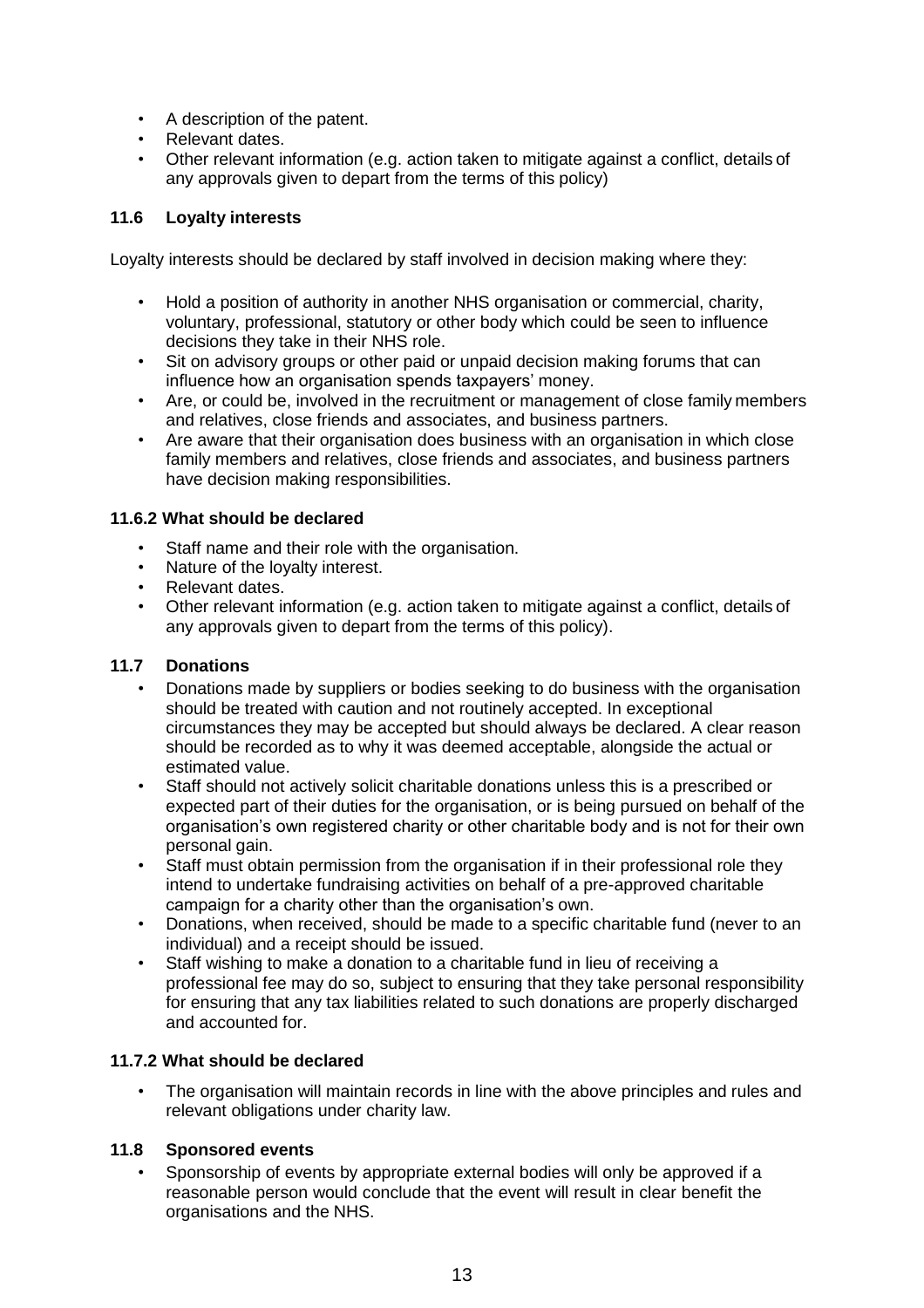- A description of the patent.
- Relevant dates.
- Other relevant information (e.g. action taken to mitigate against a conflict, details of any approvals given to depart from the terms of this policy)

### 11.6 Loyalty interests

Loyalty interests should be declared by staff involved in decision making where they:

- Hold a position of authority in another NHS organisation or commercial, charity, voluntary, professional, statutory or other body which could be seen to influence decisions they take in their NHS role.
- Sit on advisory groups or other paid or unpaid decision making forums that can influence how an organisation spends taxpayers' money.
- Are, or could be, involved in the recruitment or management of close family members and relatives, close friends and associates, and business partners.
- Are aware that their organisation does business with an organisation in which close family members and relatives, close friends and associates, and business partners have decision making responsibilities.

#### 11.6.2 What should be declared

- Staff name and their role with the organisation.
- Nature of the loyalty interest.
- Relevant dates.
- Other relevant information (e.g. action taken to mitigate against a conflict, details of any approvals given to depart from the terms of this policy).

### 11.7 Donations

- Donations made by suppliers or bodies seeking to do business with the organisation should be treated with caution and not routinely accepted. In exceptional circumstances they may be accepted but should always be declared. A clear reason should be recorded as to why it was deemed acceptable, alongside the actual or estimated value.
- Staff should not actively solicit charitable donations unless this is a prescribed or expected part of their duties for the organisation, or is being pursued on behalf of the organisation's own registered charity or other charitable body and is not for their own personal gain.
- Staff must obtain permission from the organisation if in their professional role they intend to undertake fundraising activities on behalf of a pre-approved charitable campaign for a charity other than the organisation's own.
- Donations, when received, should be made to a specific charitable fund (never to an individual) and a receipt should be issued.
- Staff wishing to make a donation to a charitable fund in lieu of receiving a professional fee may do so, subject to ensuring that they take personal responsibility for ensuring that any tax liabilities related to such donations are properly discharged and accounted for.

#### 11.7.2 What should be declared

- The organisation will maintain records in line with the above principles and rules and relevant obligations under charity law.

### 11.8 Sponsored events

- Sponsorship of events by appropriate external bodies will only be approved if a reasonable person would conclude that the event will result in clear benefit the organisations and the NHS.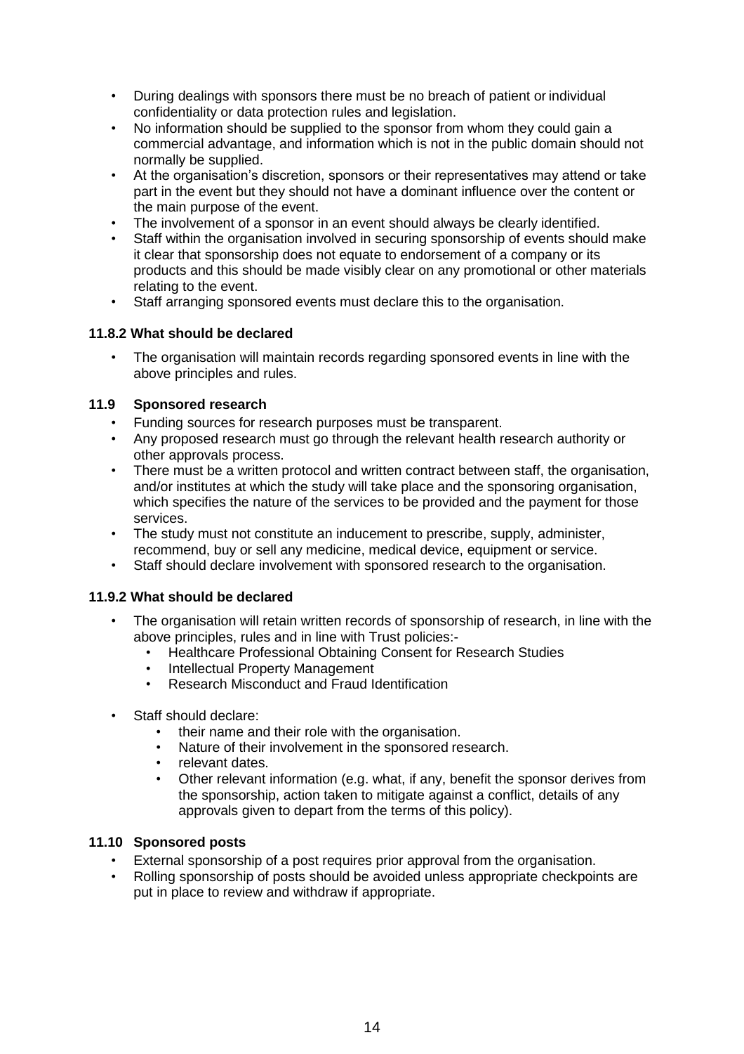- During dealings with sponsors there must be no breach of patient or individual confidentiality or data protection rules and legislation.
- No information should be supplied to the sponsor from whom they could gain a commercial advantage, and information which is not in the public domain should not normally be supplied.
- At the organisation's discretion, sponsors or their representatives may attend or take part in the event but they should not have a dominant influence over the content or the main purpose of the event.
- The involvement of a sponsor in an event should always be clearly identified.
- Staff within the organisation involved in securing sponsorship of events should make it clear that sponsorship does not equate to endorsement of a company or its products and this should be made visibly clear on any promotional or other materials relating to the event.
- Staff arranging sponsored events must declare this to the organisation.

### 11.8.2 What should be declared

- The organisation will maintain records regarding sponsored events in line with the above principles and rules.

### 11.9 Sponsored research

- Funding sources for research purposes must be transparent.
- Any proposed research must go through the relevant health research authority or other approvals process.
- There must be a written protocol and written contract between staff, the organisation, and/or institutes at which the study will take place and the sponsoring organisation, which specifies the nature of the services to be provided and the payment for those services.
- The study must not constitute an inducement to prescribe, supply, administer, recommend, buy or sell any medicine, medical device, equipment or service.
- Staff should declare involvement with sponsored research to the organisation.

### 11.9.2 What should be declared

- The organisation will retain written records of sponsorship of research, in line with the above principles, rules and in line with Trust policies:-
  - Healthcare Professional Obtaining Consent for Research Studies
  - Intellectual Property Management
  - Research Misconduct and Fraud Identification
- Staff should declare:
  - their name and their role with the organisation.
  - Nature of their involvement in the sponsored research.
  - relevant dates.
  - Other relevant information (e.g. what, if any, benefit the sponsor derives from the sponsorship, action taken to mitigate against a conflict, details of any approvals given to depart from the terms of this policy).

### 11.10 Sponsored posts

- External sponsorship of a post requires prior approval from the organisation.
- Rolling sponsorship of posts should be avoided unless appropriate checkpoints are put in place to review and withdraw if appropriate.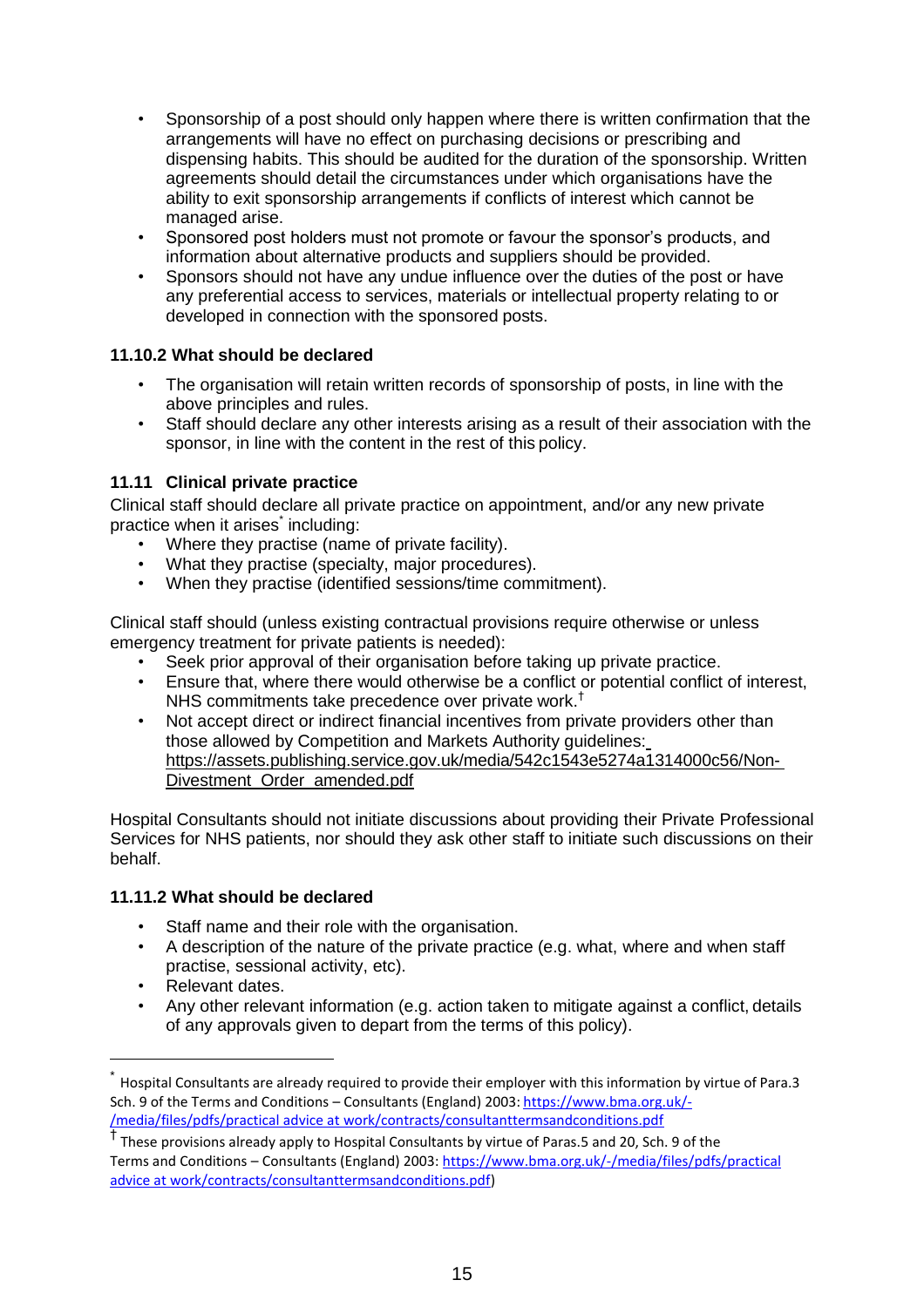- Sponsorship of a post should only happen where there is written confirmation that the arrangements will have no effect on purchasing decisions or prescribing and dispensing habits. This should be audited for the duration of the sponsorship. Written agreements should detail the circumstances under which organisations have the ability to exit sponsorship arrangements if conflicts of interest which cannot be managed arise.
- Sponsored post holders must not promote or favour the sponsor's products, and information about alternative products and suppliers should be provided.
- Sponsors should not have any undue influence over the duties of the post or have any preferential access to services, materials or intellectual property relating to or developed in connection with the sponsored posts.

### 11.10.2 What should be declared

- The organisation will retain written records of sponsorship of posts, in line with the above principles and rules.
- Staff should declare any other interests arising as a result of their association with the sponsor, in line with the content in the rest of this policy.

### 11.11 Clinical private practice

Clinical staff should declare all private practice on appointment, and/or any new private practice when it arises[*] including:

- Where they practise (name of private facility).
- What they practise (specialty, major procedures).
- When they practise (identified sessions/time commitment).

Clinical staff should (unless existing contractual provisions require otherwise or unless emergency treatment for private patients is needed):

- Seek prior approval of their organisation before taking up private practice.
- Ensure that, where there would otherwise be a conflict or potential conflict of interest, NHS commitments take precedence over private work.[†]
- Not accept direct or indirect financial incentives from private providers other than those allowed by Competition and Markets Authority guidelines: https://assets.publishing.service.gov.uk/media/542c1543e5274a1314000c56/Non-Divestment_Order_amended.pdf

Hospital Consultants should not initiate discussions about providing their Private Professional Services for NHS patients, nor should they ask other staff to initiate such discussions on their behalf.

### 11.11.2 What should be declared

- Staff name and their role with the organisation.
- A description of the nature of the private practice (e.g. what, where and when staff practise, sessional activity, etc).
- Relevant dates.
- Any other relevant information (e.g. action taken to mitigate against a conflict, details of any approvals given to depart from the terms of this policy).

---

[*] Hospital Consultants are already required to provide their employer with this information by virtue of Para.3 Sch. 9 of the Terms and Conditions – Consultants (England) 2003: https://www.bma.org.uk/-/media/files/pdfs/practical advice at work/contracts/consultanttermsandconditions.pdf

[†] These provisions already apply to Hospital Consultants by virtue of Paras.5 and 20, Sch. 9 of the Terms and Conditions – Consultants (England) 2003: https://www.bma.org.uk/-/media/files/pdfs/practical advice at work/contracts/consultanttermsandconditions.pdf)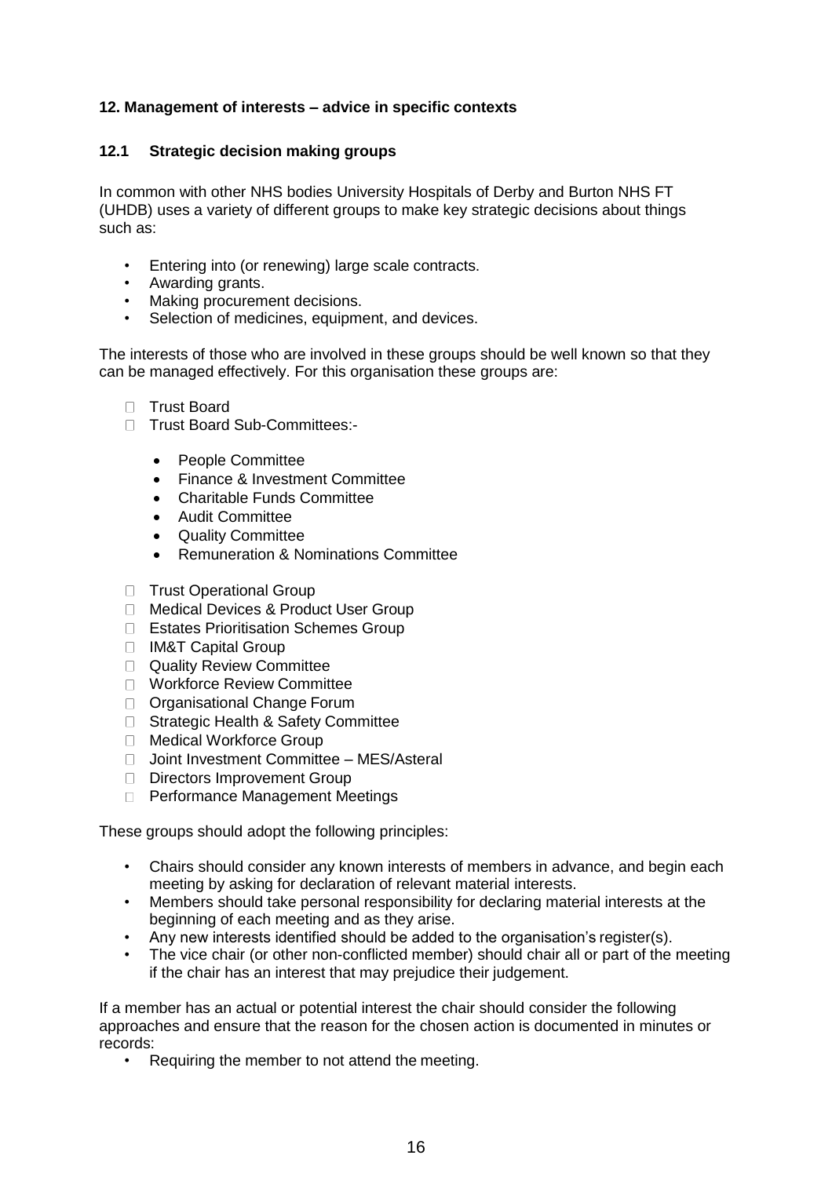**12. Management of interests – advice in specific contexts**

**12.1 Strategic decision making groups**

In common with other NHS bodies University Hospitals of Derby and Burton NHS FT (UHDB) uses a variety of different groups to make key strategic decisions about things such as:

- Entering into (or renewing) large scale contracts.
- Awarding grants.
- Making procurement decisions.
- Selection of medicines, equipment, and devices.

The interests of those who are involved in these groups should be well known so that they can be managed effectively. For this organisation these groups are:

- Trust Board
- Trust Board Sub-Committees:-
  - People Committee
  - Finance & Investment Committee
  - Charitable Funds Committee
  - Audit Committee
  - Quality Committee
  - Remuneration & Nominations Committee
- Trust Operational Group
- Medical Devices & Product User Group
- Estates Prioritisation Schemes Group
- IM&T Capital Group
- Quality Review Committee
- Workforce Review Committee
- Organisational Change Forum
- Strategic Health & Safety Committee
- Medical Workforce Group
- Joint Investment Committee – MES/Asteral
- Directors Improvement Group
- Performance Management Meetings

These groups should adopt the following principles:

- Chairs should consider any known interests of members in advance, and begin each meeting by asking for declaration of relevant material interests.
- Members should take personal responsibility for declaring material interests at the beginning of each meeting and as they arise.
- Any new interests identified should be added to the organisation's register(s).
- The vice chair (or other non-conflicted member) should chair all or part of the meeting if the chair has an interest that may prejudice their judgement.

If a member has an actual or potential interest the chair should consider the following approaches and ensure that the reason for the chosen action is documented in minutes or records:

- Requiring the member to not attend the meeting.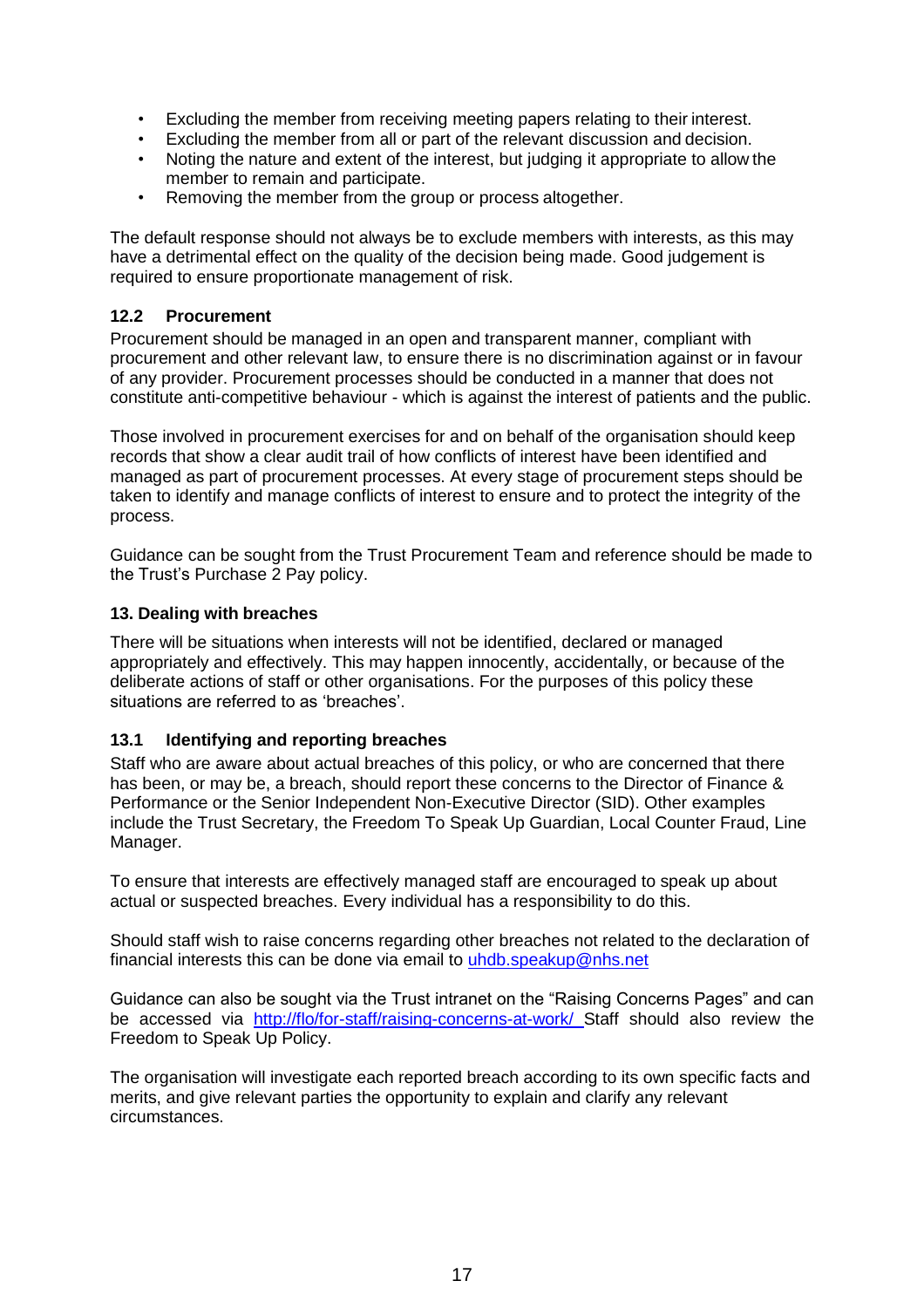- Excluding the member from receiving meeting papers relating to their interest.
- Excluding the member from all or part of the relevant discussion and decision.
- Noting the nature and extent of the interest, but judging it appropriate to allow the member to remain and participate.
- Removing the member from the group or process altogether.

The default response should not always be to exclude members with interests, as this may have a detrimental effect on the quality of the decision being made. Good judgement is required to ensure proportionate management of risk.

### 12.2 Procurement

Procurement should be managed in an open and transparent manner, compliant with procurement and other relevant law, to ensure there is no discrimination against or in favour of any provider. Procurement processes should be conducted in a manner that does not constitute anti-competitive behaviour - which is against the interest of patients and the public.

Those involved in procurement exercises for and on behalf of the organisation should keep records that show a clear audit trail of how conflicts of interest have been identified and managed as part of procurement processes. At every stage of procurement steps should be taken to identify and manage conflicts of interest to ensure and to protect the integrity of the process.

Guidance can be sought from the Trust Procurement Team and reference should be made to the Trust's Purchase 2 Pay policy.

## 13. Dealing with breaches

There will be situations when interests will not be identified, declared or managed appropriately and effectively. This may happen innocently, accidentally, or because of the deliberate actions of staff or other organisations. For the purposes of this policy these situations are referred to as 'breaches'.

### 13.1 Identifying and reporting breaches

Staff who are aware about actual breaches of this policy, or who are concerned that there has been, or may be, a breach, should report these concerns to the Director of Finance & Performance or the Senior Independent Non-Executive Director (SID). Other examples include the Trust Secretary, the Freedom To Speak Up Guardian, Local Counter Fraud, Line Manager.

To ensure that interests are effectively managed staff are encouraged to speak up about actual or suspected breaches. Every individual has a responsibility to do this.

Should staff wish to raise concerns regarding other breaches not related to the declaration of financial interests this can be done via email to [uhdb.speakup@nhs.net](mailto:uhdb.speakup@nhs.net)

Guidance can also be sought via the Trust intranet on the "Raising Concerns Pages" and can be accessed via [http://flo/for-staff/raising-concerns-at-work/](http://flo/for-staff/raising-concerns-at-work/) Staff should also review the Freedom to Speak Up Policy.

The organisation will investigate each reported breach according to its own specific facts and merits, and give relevant parties the opportunity to explain and clarify any relevant circumstances.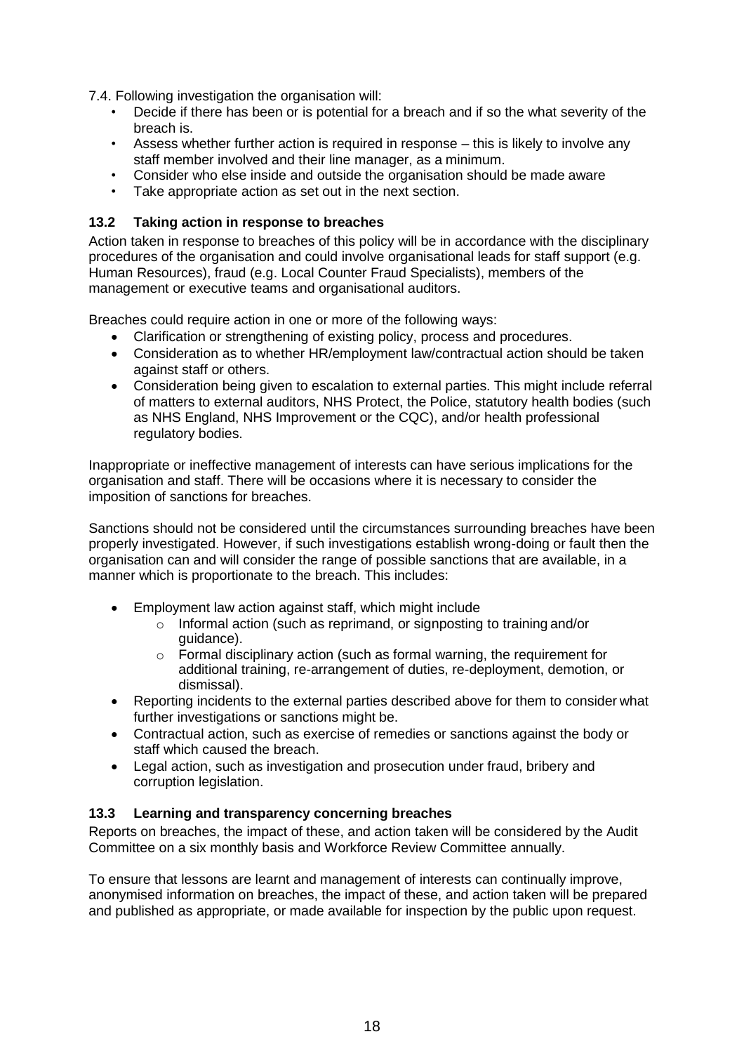7.4. Following investigation the organisation will:

- Decide if there has been or is potential for a breach and if so the what severity of the breach is.
- Assess whether further action is required in response – this is likely to involve any staff member involved and their line manager, as a minimum.
- Consider who else inside and outside the organisation should be made aware
- Take appropriate action as set out in the next section.

### 13.2 Taking action in response to breaches

Action taken in response to breaches of this policy will be in accordance with the disciplinary procedures of the organisation and could involve organisational leads for staff support (e.g. Human Resources), fraud (e.g. Local Counter Fraud Specialists), members of the management or executive teams and organisational auditors.

Breaches could require action in one or more of the following ways:

- Clarification or strengthening of existing policy, process and procedures.
- Consideration as to whether HR/employment law/contractual action should be taken against staff or others.
- Consideration being given to escalation to external parties. This might include referral of matters to external auditors, NHS Protect, the Police, statutory health bodies (such as NHS England, NHS Improvement or the CQC), and/or health professional regulatory bodies.

Inappropriate or ineffective management of interests can have serious implications for the organisation and staff. There will be occasions where it is necessary to consider the imposition of sanctions for breaches.

Sanctions should not be considered until the circumstances surrounding breaches have been properly investigated. However, if such investigations establish wrong-doing or fault then the organisation can and will consider the range of possible sanctions that are available, in a manner which is proportionate to the breach. This includes:

- Employment law action against staff, which might include
  - Informal action (such as reprimand, or signposting to training and/or guidance).
  - Formal disciplinary action (such as formal warning, the requirement for additional training, re-arrangement of duties, re-deployment, demotion, or dismissal).
- Reporting incidents to the external parties described above for them to consider what further investigations or sanctions might be.
- Contractual action, such as exercise of remedies or sanctions against the body or staff which caused the breach.
- Legal action, such as investigation and prosecution under fraud, bribery and corruption legislation.

### 13.3 Learning and transparency concerning breaches

Reports on breaches, the impact of these, and action taken will be considered by the Audit Committee on a six monthly basis and Workforce Review Committee annually.

To ensure that lessons are learnt and management of interests can continually improve, anonymised information on breaches, the impact of these, and action taken will be prepared and published as appropriate, or made available for inspection by the public upon request.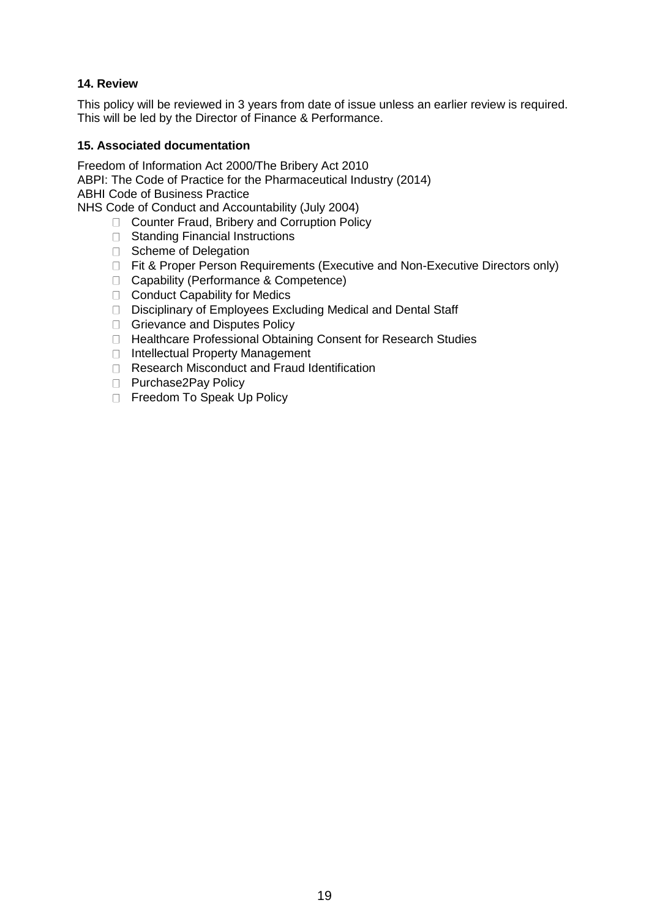**14. Review**

This policy will be reviewed in 3 years from date of issue unless an earlier review is required. This will be led by the Director of Finance & Performance.

**15. Associated documentation**

Freedom of Information Act 2000/The Bribery Act 2010
ABPI: The Code of Practice for the Pharmaceutical Industry (2014)
ABHI Code of Business Practice
NHS Code of Conduct and Accountability (July 2004)

- Counter Fraud, Bribery and Corruption Policy
- Standing Financial Instructions
- Scheme of Delegation
- Fit & Proper Person Requirements (Executive and Non-Executive Directors only)
- Capability (Performance & Competence)
- Conduct Capability for Medics
- Disciplinary of Employees Excluding Medical and Dental Staff
- Grievance and Disputes Policy
- Healthcare Professional Obtaining Consent for Research Studies
- Intellectual Property Management
- Research Misconduct and Fraud Identification
- Purchase2Pay Policy
- Freedom To Speak Up Policy